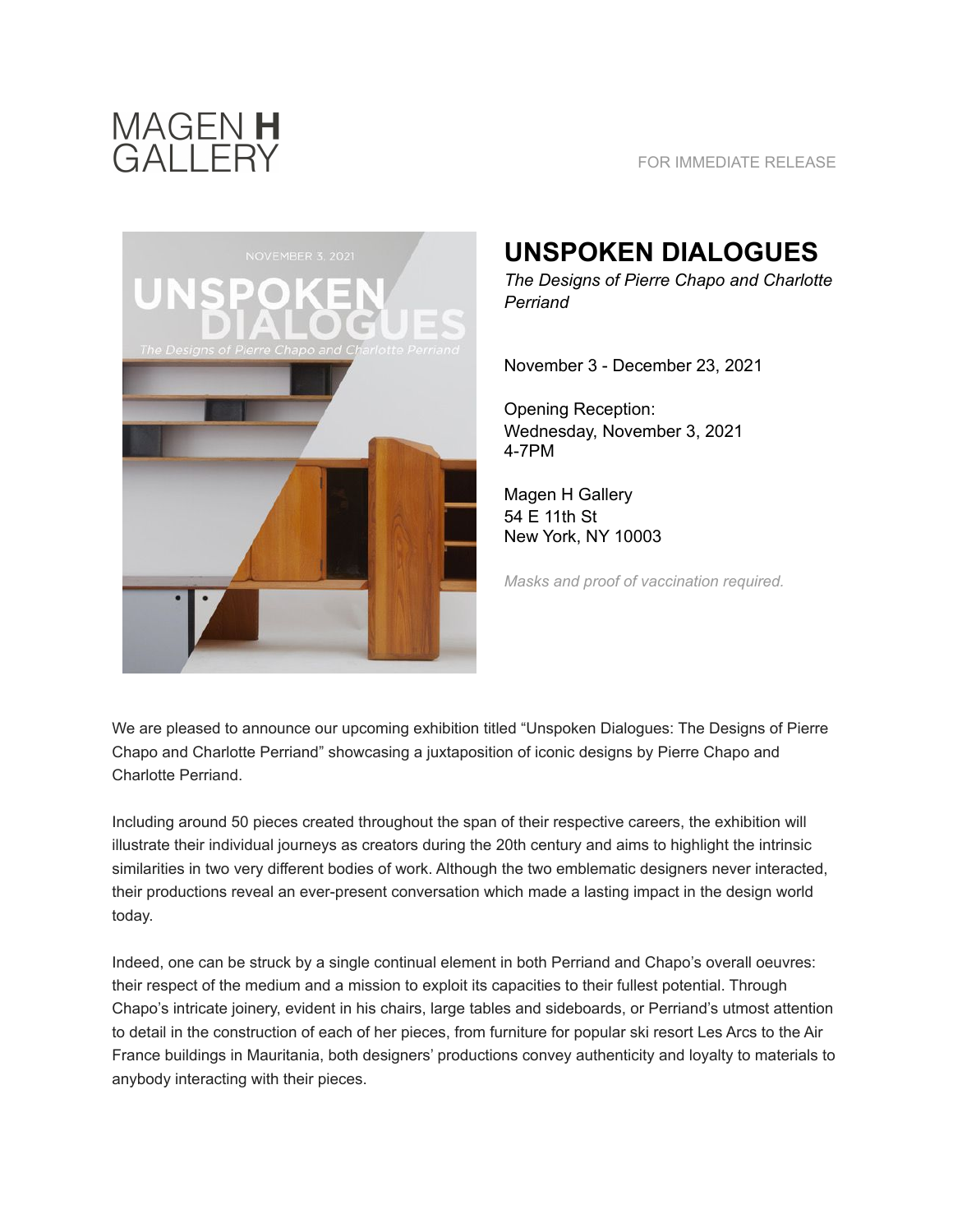MAGEN **H**
GALLERY

FOR IMMEDIATE RELEASE

# UNSPOKEN DIALOGUES

*The Designs of Pierre Chapo and Charlotte Perriand*

November 3 - December 23, 2021

Opening Reception:
Wednesday, November 3, 2021
4-7PM

Magen H Gallery
54 E 11th St
New York, NY 10003

*Masks and proof of vaccination required.*

We are pleased to announce our upcoming exhibition titled "Unspoken Dialogues: The Designs of Pierre Chapo and Charlotte Perriand" showcasing a juxtaposition of iconic designs by Pierre Chapo and Charlotte Perriand.

Including around 50 pieces created throughout the span of their respective careers, the exhibition will illustrate their individual journeys as creators during the 20th century and aims to highlight the intrinsic similarities in two very different bodies of work. Although the two emblematic designers never interacted, their productions reveal an ever-present conversation which made a lasting impact in the design world today.

Indeed, one can be struck by a single continual element in both Perriand and Chapo's overall oeuvres: their respect of the medium and a mission to exploit its capacities to their fullest potential. Through Chapo's intricate joinery, evident in his chairs, large tables and sideboards, or Perriand's utmost attention to detail in the construction of each of her pieces, from furniture for popular ski resort Les Arcs to the Air France buildings in Mauritania, both designers' productions convey authenticity and loyalty to materials to anybody interacting with their pieces.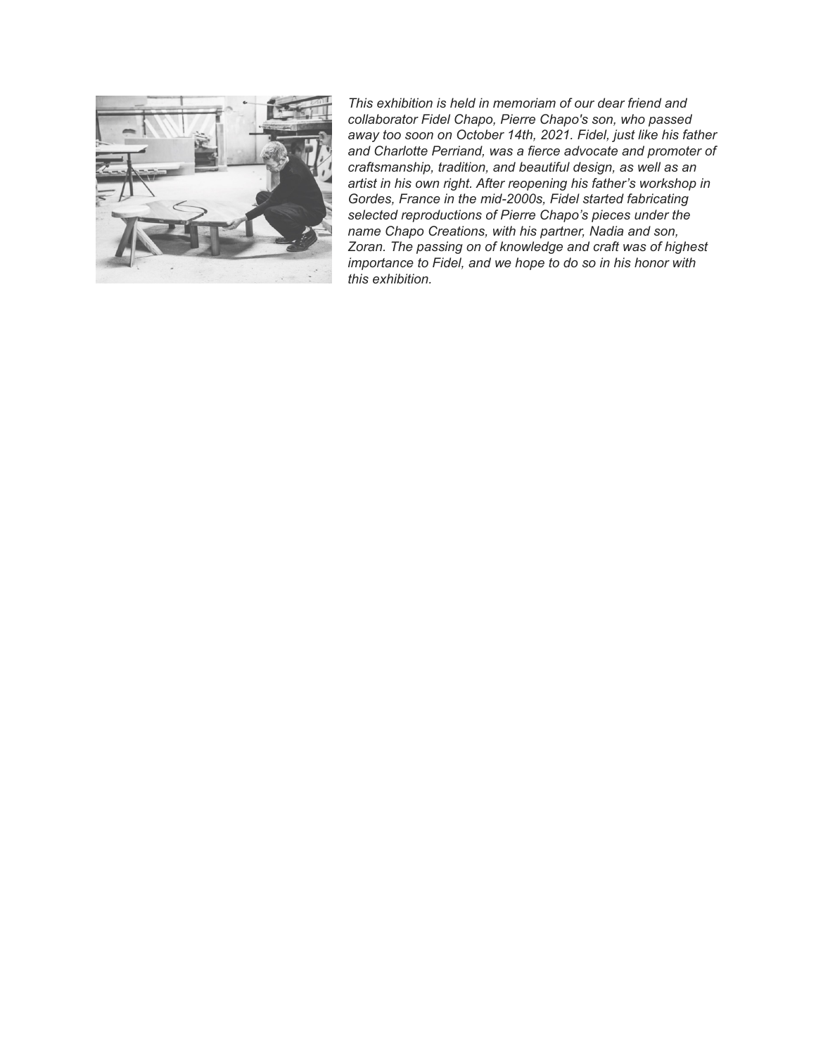*This exhibition is held in memoriam of our dear friend and collaborator Fidel Chapo, Pierre Chapo's son, who passed away too soon on October 14th, 2021. Fidel, just like his father and Charlotte Perriand, was a fierce advocate and promoter of craftsmanship, tradition, and beautiful design, as well as an artist in his own right. After reopening his father's workshop in Gordes, France in the mid-2000s, Fidel started fabricating selected reproductions of Pierre Chapo's pieces under the name Chapo Creations, with his partner, Nadia and son, Zoran. The passing on of knowledge and craft was of highest importance to Fidel, and we hope to do so in his honor with this exhibition.*